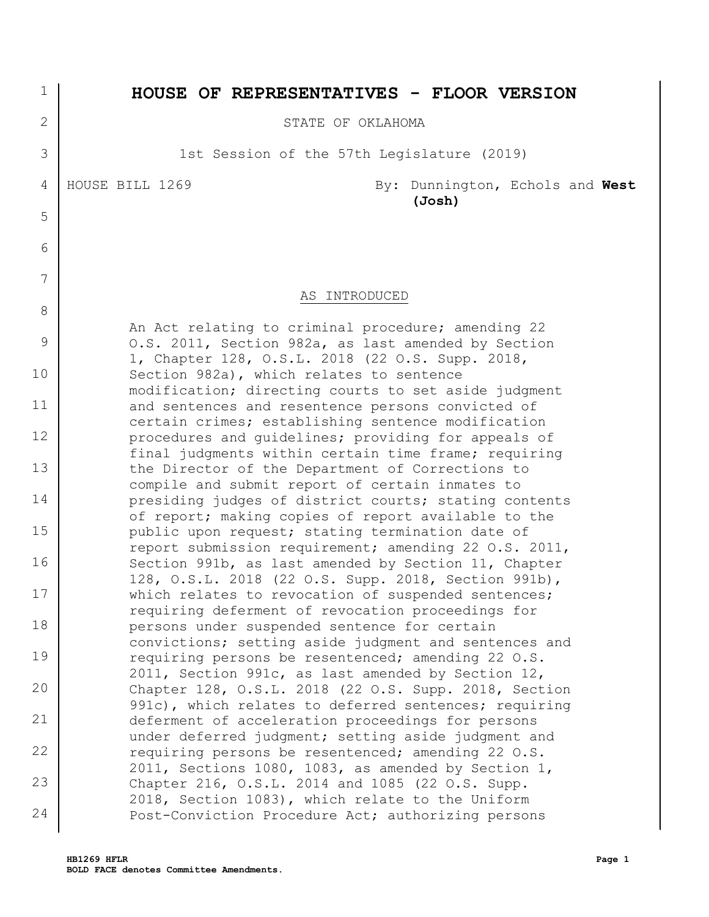# HOUSE OF REPRESENTATIVES - FLOOR VERSION

STATE OF OKLAHOMA

1st Session of the 57th Legislature (2019)

HOUSE BILL 1269 By: Dunnington, Echols and **West (Josh)**

AS INTRODUCED

An Act relating to criminal procedure; amending 22 O.S. 2011, Section 982a, as last amended by Section 1, Chapter 128, O.S.L. 2018 (22 O.S. Supp. 2018, Section 982a), which relates to sentence modification; directing courts to set aside judgment and sentences and resentence persons convicted of certain crimes; establishing sentence modification procedures and guidelines; providing for appeals of final judgments within certain time frame; requiring the Director of the Department of Corrections to compile and submit report of certain inmates to presiding judges of district courts; stating contents of report; making copies of report available to the public upon request; stating termination date of report submission requirement; amending 22 O.S. 2011, Section 991b, as last amended by Section 11, Chapter 128, O.S.L. 2018 (22 O.S. Supp. 2018, Section 991b), which relates to revocation of suspended sentences; requiring deferment of revocation proceedings for persons under suspended sentence for certain convictions; setting aside judgment and sentences and requiring persons be resentenced; amending 22 O.S. 2011, Section 991c, as last amended by Section 12, Chapter 128, O.S.L. 2018 (22 O.S. Supp. 2018, Section 991c), which relates to deferred sentences; requiring deferment of acceleration proceedings for persons under deferred judgment; setting aside judgment and requiring persons be resentenced; amending 22 O.S. 2011, Sections 1080, 1083, as amended by Section 1, Chapter 216, O.S.L. 2014 and 1085 (22 O.S. Supp. 2018, Section 1083), which relate to the Uniform Post-Conviction Procedure Act; authorizing persons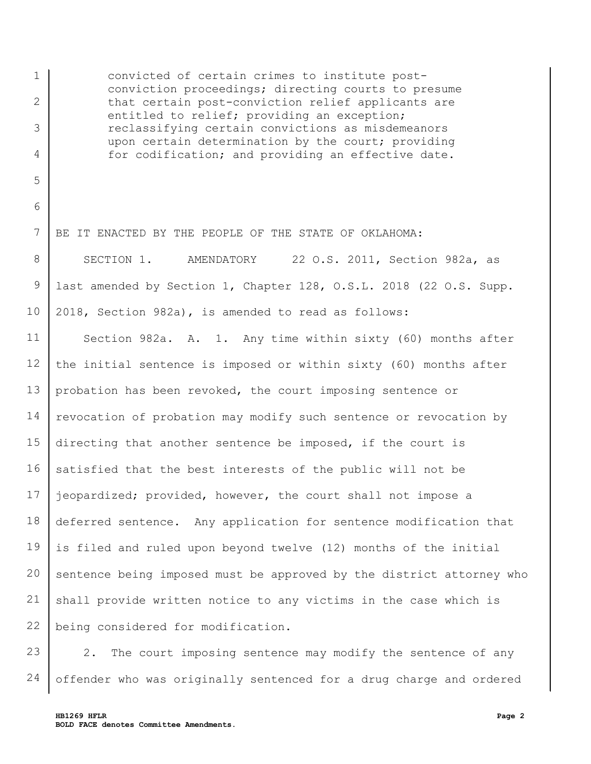convicted of certain crimes to institute post-conviction proceedings; directing courts to presume that certain post-conviction relief applicants are entitled to relief; providing an exception; reclassifying certain convictions as misdemeanors upon certain determination by the court; providing for codification; and providing an effective date.

BE IT ENACTED BY THE PEOPLE OF THE STATE OF OKLAHOMA:

SECTION 1. AMENDATORY 22 O.S. 2011, Section 982a, as last amended by Section 1, Chapter 128, O.S.L. 2018 (22 O.S. Supp. 2018, Section 982a), is amended to read as follows:

Section 982a. A. 1. Any time within sixty (60) months after the initial sentence is imposed or within sixty (60) months after probation has been revoked, the court imposing sentence or revocation of probation may modify such sentence or revocation by directing that another sentence be imposed, if the court is satisfied that the best interests of the public will not be jeopardized; provided, however, the court shall not impose a deferred sentence. Any application for sentence modification that is filed and ruled upon beyond twelve (12) months of the initial sentence being imposed must be approved by the district attorney who shall provide written notice to any victims in the case which is being considered for modification.

2. The court imposing sentence may modify the sentence of any offender who was originally sentenced for a drug charge and ordered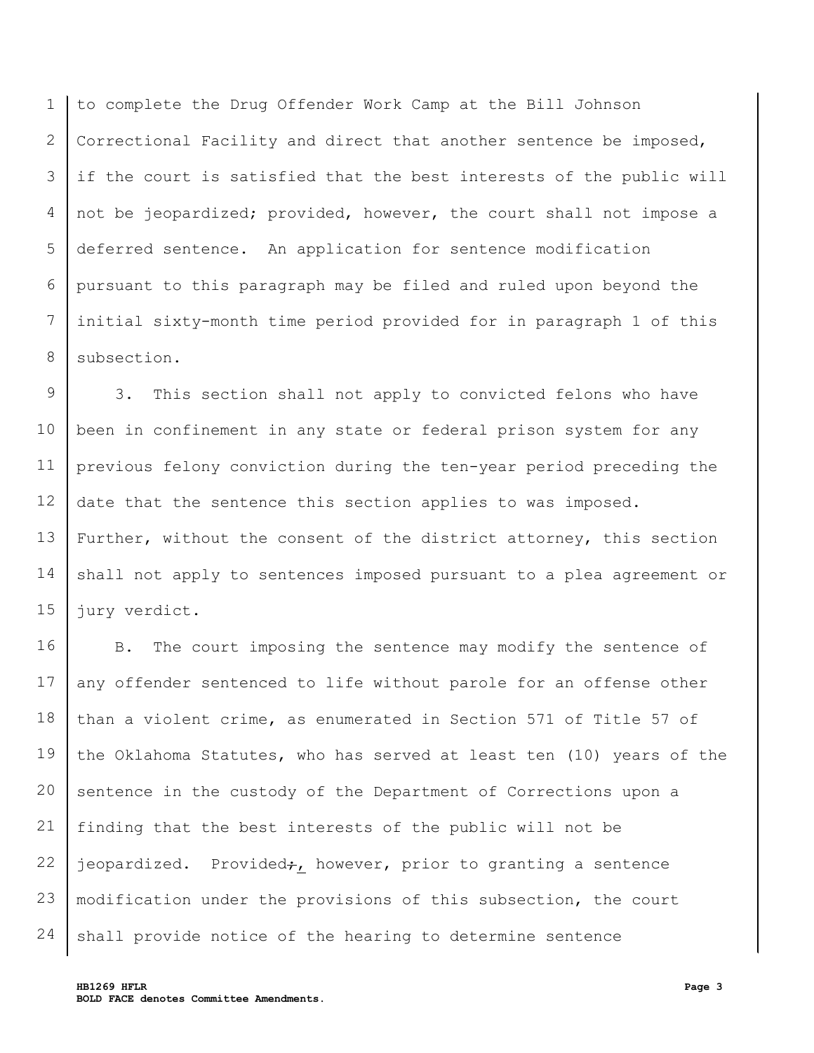to complete the Drug Offender Work Camp at the Bill Johnson Correctional Facility and direct that another sentence be imposed, if the court is satisfied that the best interests of the public will not be jeopardized; provided, however, the court shall not impose a deferred sentence. An application for sentence modification pursuant to this paragraph may be filed and ruled upon beyond the initial sixty-month time period provided for in paragraph 1 of this subsection.

3. This section shall not apply to convicted felons who have been in confinement in any state or federal prison system for any previous felony conviction during the ten-year period preceding the date that the sentence this section applies to was imposed. Further, without the consent of the district attorney, this section shall not apply to sentences imposed pursuant to a plea agreement or jury verdict.

B. The court imposing the sentence may modify the sentence of any offender sentenced to life without parole for an offense other than a violent crime, as enumerated in Section 571 of Title 57 of the Oklahoma Statutes, who has served at least ten (10) years of the sentence in the custody of the Department of Corrections upon a finding that the best interests of the public will not be jeopardized. Provided~~;~~, however, prior to granting a sentence modification under the provisions of this subsection, the court shall provide notice of the hearing to determine sentence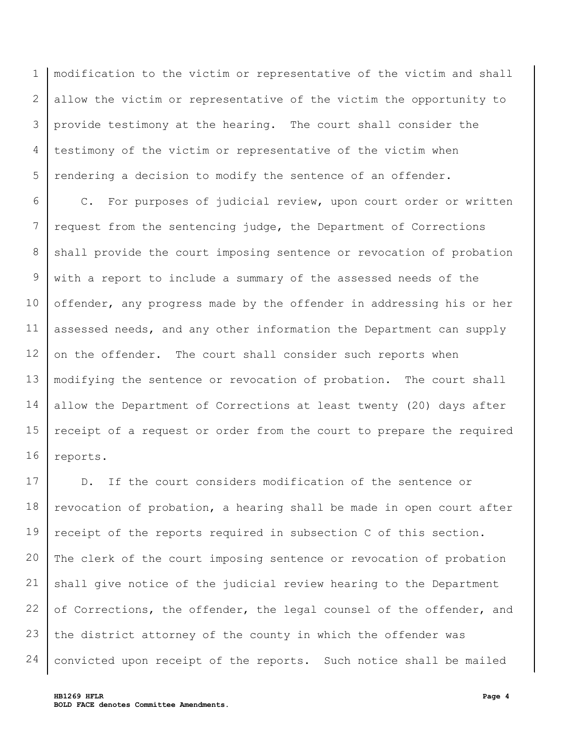modification to the victim or representative of the victim and shall allow the victim or representative of the victim the opportunity to provide testimony at the hearing. The court shall consider the testimony of the victim or representative of the victim when rendering a decision to modify the sentence of an offender.

C. For purposes of judicial review, upon court order or written request from the sentencing judge, the Department of Corrections shall provide the court imposing sentence or revocation of probation with a report to include a summary of the assessed needs of the offender, any progress made by the offender in addressing his or her assessed needs, and any other information the Department can supply on the offender. The court shall consider such reports when modifying the sentence or revocation of probation. The court shall allow the Department of Corrections at least twenty (20) days after receipt of a request or order from the court to prepare the required reports.

D. If the court considers modification of the sentence or revocation of probation, a hearing shall be made in open court after receipt of the reports required in subsection C of this section. The clerk of the court imposing sentence or revocation of probation shall give notice of the judicial review hearing to the Department of Corrections, the offender, the legal counsel of the offender, and the district attorney of the county in which the offender was convicted upon receipt of the reports. Such notice shall be mailed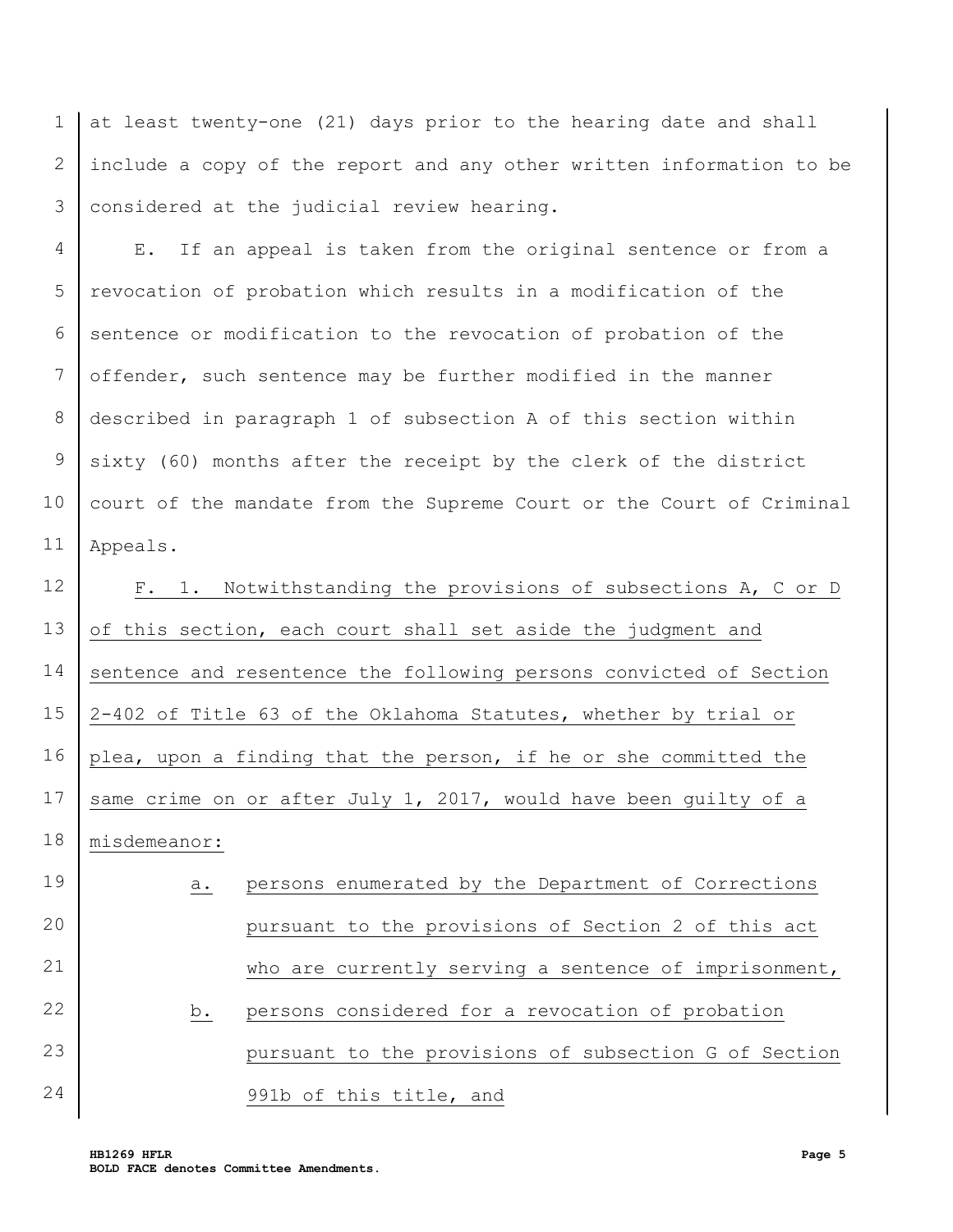at least twenty-one (21) days prior to the hearing date and shall include a copy of the report and any other written information to be considered at the judicial review hearing.

E. If an appeal is taken from the original sentence or from a revocation of probation which results in a modification of the sentence or modification to the revocation of probation of the offender, such sentence may be further modified in the manner described in paragraph 1 of subsection A of this section within sixty (60) months after the receipt by the clerk of the district court of the mandate from the Supreme Court or the Court of Criminal Appeals.

<u>F. 1. Notwithstanding the provisions of subsections A, C or D of this section, each court shall set aside the judgment and sentence and resentence the following persons convicted of Section 2-402 of Title 63 of the Oklahoma Statutes, whether by trial or plea, upon a finding that the person, if he or she committed the same crime on or after July 1, 2017, would have been guilty of a misdemeanor:</u>

<u>a. persons enumerated by the Department of Corrections pursuant to the provisions of Section 2 of this act who are currently serving a sentence of imprisonment,</u>

<u>b. persons considered for a revocation of probation pursuant to the provisions of subsection G of Section 991b of this title, and</u>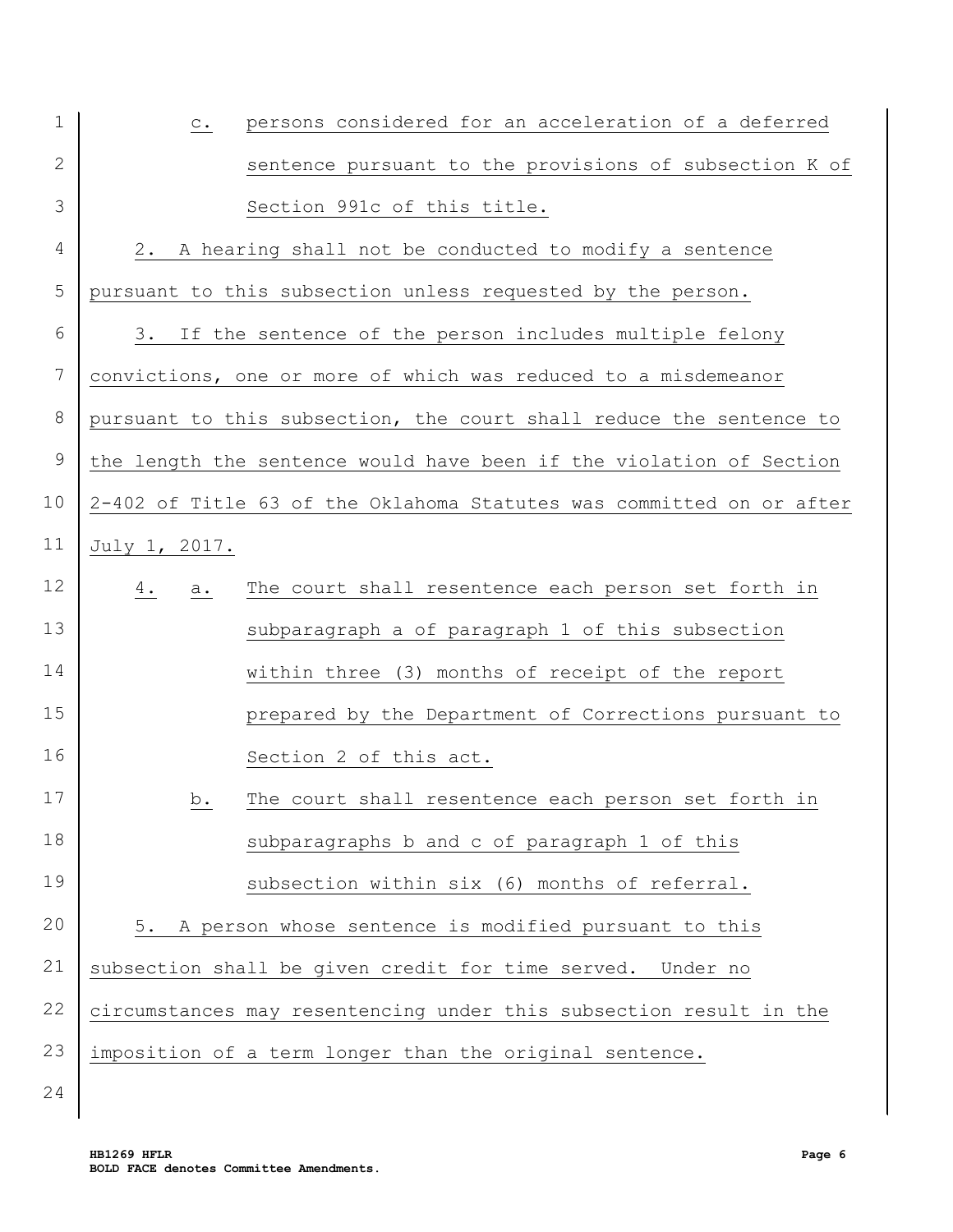c. persons considered for an acceleration of a deferred sentence pursuant to the provisions of subsection K of Section 991c of this title.

2. A hearing shall not be conducted to modify a sentence pursuant to this subsection unless requested by the person.

3. If the sentence of the person includes multiple felony convictions, one or more of which was reduced to a misdemeanor pursuant to this subsection, the court shall reduce the sentence to the length the sentence would have been if the violation of Section 2-402 of Title 63 of the Oklahoma Statutes was committed on or after July 1, 2017.

4. a. The court shall resentence each person set forth in subparagraph a of paragraph 1 of this subsection within three (3) months of receipt of the report prepared by the Department of Corrections pursuant to Section 2 of this act.

b. The court shall resentence each person set forth in subparagraphs b and c of paragraph 1 of this subsection within six (6) months of referral.

5. A person whose sentence is modified pursuant to this subsection shall be given credit for time served. Under no circumstances may resentencing under this subsection result in the imposition of a term longer than the original sentence.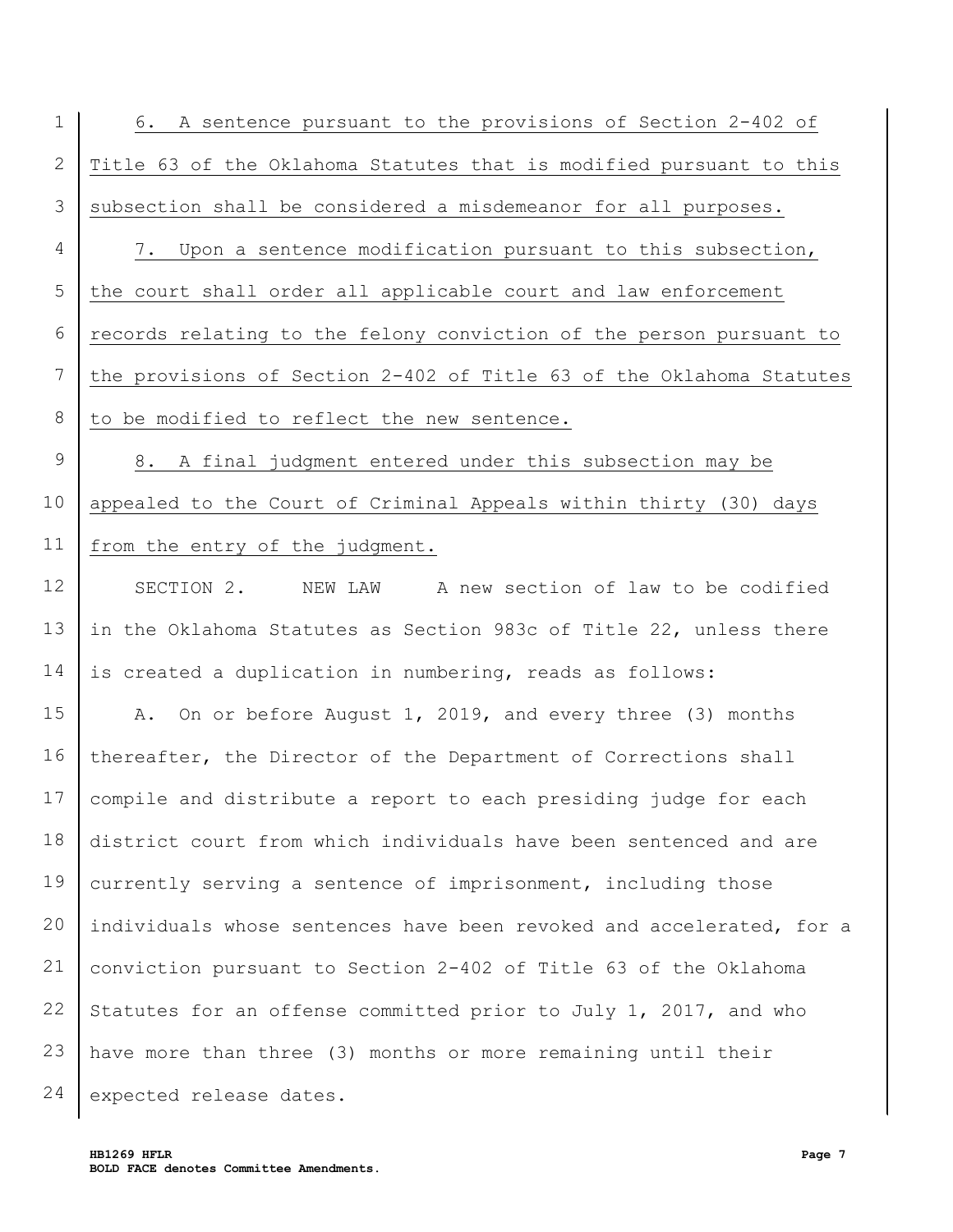6. A sentence pursuant to the provisions of Section 2-402 of Title 63 of the Oklahoma Statutes that is modified pursuant to this subsection shall be considered a misdemeanor for all purposes.

7. Upon a sentence modification pursuant to this subsection, the court shall order all applicable court and law enforcement records relating to the felony conviction of the person pursuant to the provisions of Section 2-402 of Title 63 of the Oklahoma Statutes to be modified to reflect the new sentence.

8. A final judgment entered under this subsection may be appealed to the Court of Criminal Appeals within thirty (30) days from the entry of the judgment.

SECTION 2. NEW LAW A new section of law to be codified in the Oklahoma Statutes as Section 983c of Title 22, unless there is created a duplication in numbering, reads as follows:

A. On or before August 1, 2019, and every three (3) months thereafter, the Director of the Department of Corrections shall compile and distribute a report to each presiding judge for each district court from which individuals have been sentenced and are currently serving a sentence of imprisonment, including those individuals whose sentences have been revoked and accelerated, for a conviction pursuant to Section 2-402 of Title 63 of the Oklahoma Statutes for an offense committed prior to July 1, 2017, and who have more than three (3) months or more remaining until their expected release dates.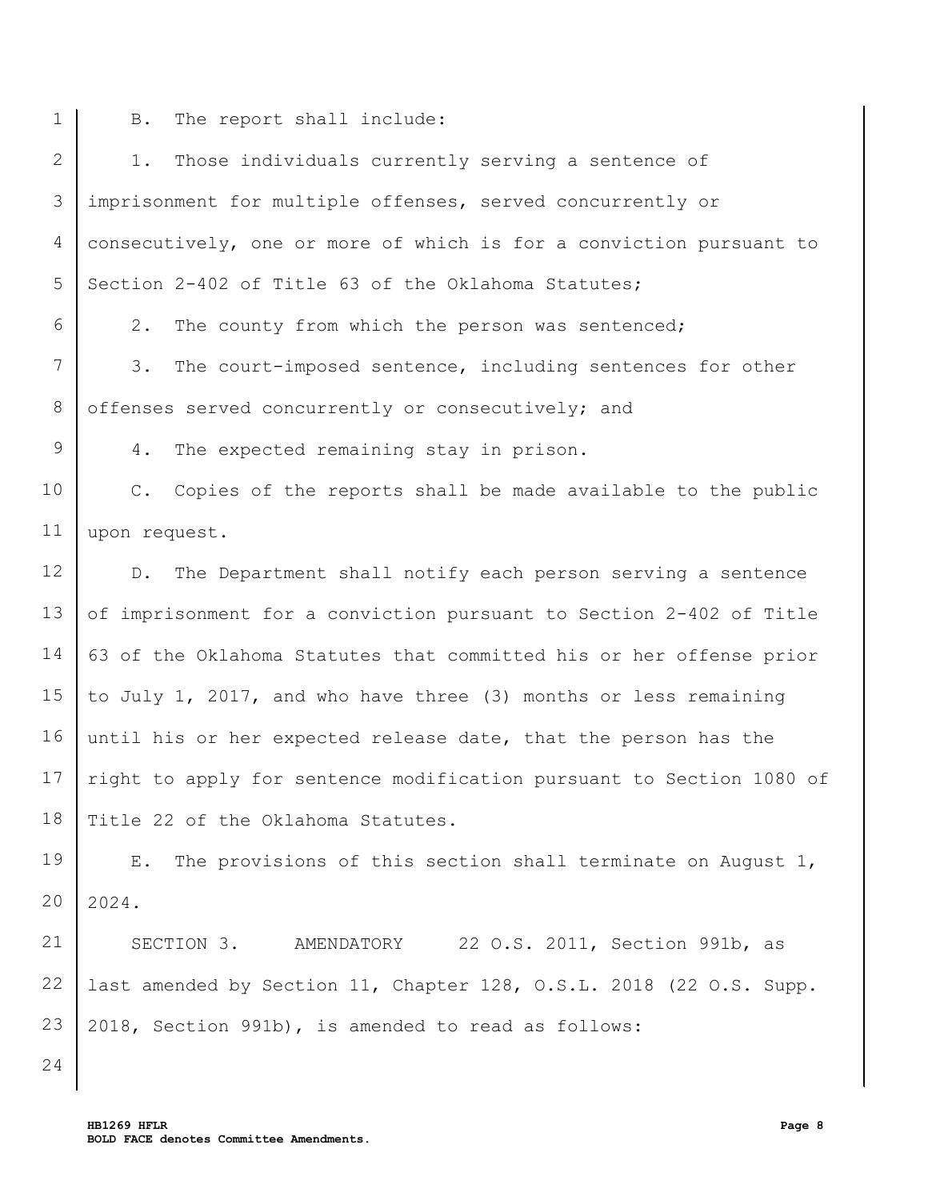B. The report shall include:

1. Those individuals currently serving a sentence of imprisonment for multiple offenses, served concurrently or consecutively, one or more of which is for a conviction pursuant to Section 2-402 of Title 63 of the Oklahoma Statutes;

2. The county from which the person was sentenced;

3. The court-imposed sentence, including sentences for other offenses served concurrently or consecutively; and

4. The expected remaining stay in prison.

C. Copies of the reports shall be made available to the public upon request.

D. The Department shall notify each person serving a sentence of imprisonment for a conviction pursuant to Section 2-402 of Title 63 of the Oklahoma Statutes that committed his or her offense prior to July 1, 2017, and who have three (3) months or less remaining until his or her expected release date, that the person has the right to apply for sentence modification pursuant to Section 1080 of Title 22 of the Oklahoma Statutes.

E. The provisions of this section shall terminate on August 1, 2024.

SECTION 3. AMENDATORY 22 O.S. 2011, Section 991b, as last amended by Section 11, Chapter 128, O.S.L. 2018 (22 O.S. Supp. 2018, Section 991b), is amended to read as follows: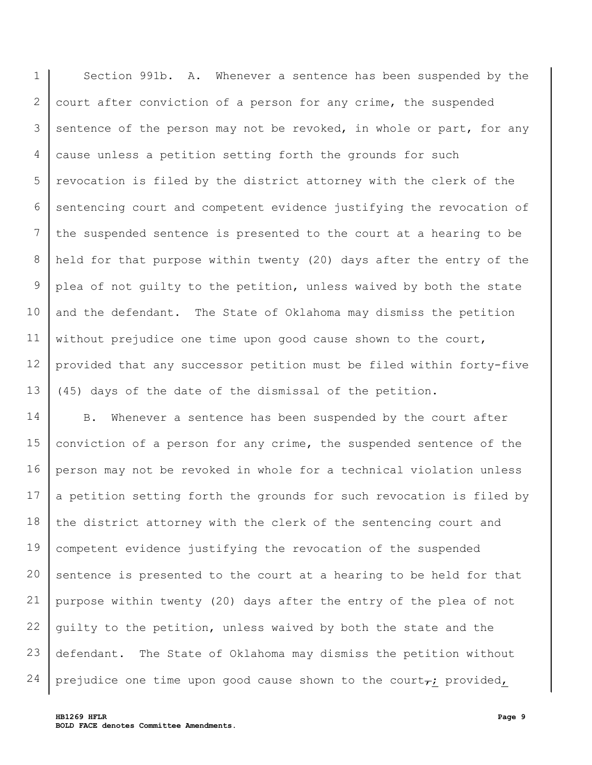Section 991b. A. Whenever a sentence has been suspended by the court after conviction of a person for any crime, the suspended sentence of the person may not be revoked, in whole or part, for any cause unless a petition setting forth the grounds for such revocation is filed by the district attorney with the clerk of the sentencing court and competent evidence justifying the revocation of the suspended sentence is presented to the court at a hearing to be held for that purpose within twenty (20) days after the entry of the plea of not guilty to the petition, unless waived by both the state and the defendant. The State of Oklahoma may dismiss the petition without prejudice one time upon good cause shown to the court, provided that any successor petition must be filed within forty-five (45) days of the date of the dismissal of the petition.

B. Whenever a sentence has been suspended by the court after conviction of a person for any crime, the suspended sentence of the person may not be revoked in whole for a technical violation unless a petition setting forth the grounds for such revocation is filed by the district attorney with the clerk of the sentencing court and competent evidence justifying the revocation of the suspended sentence is presented to the court at a hearing to be held for that purpose within twenty (20) days after the entry of the plea of not guilty to the petition, unless waived by both the state and the defendant. The State of Oklahoma may dismiss the petition without prejudice one time upon good cause shown to the court~~,~~; provided,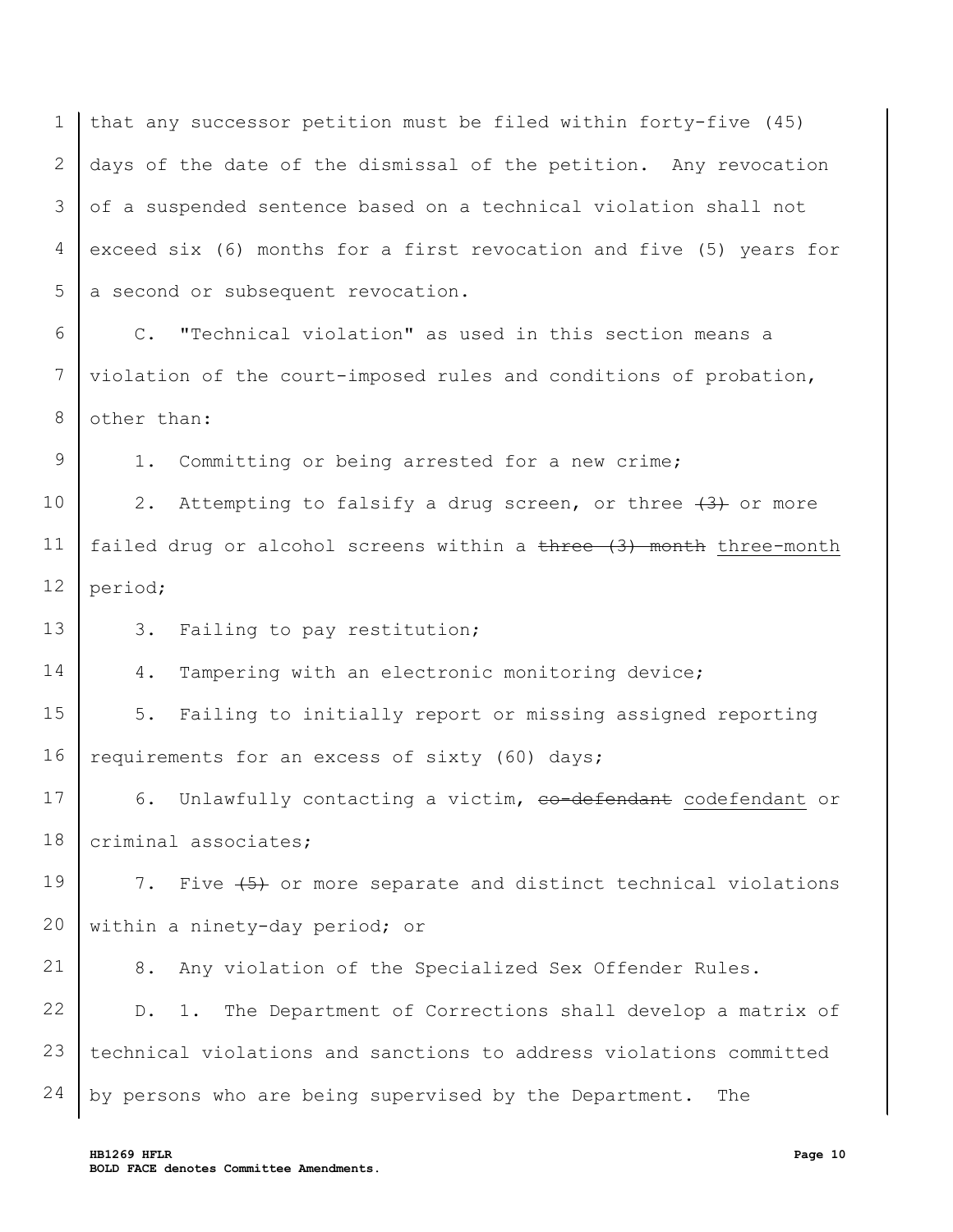that any successor petition must be filed within forty-five (45) days of the date of the dismissal of the petition. Any revocation of a suspended sentence based on a technical violation shall not exceed six (6) months for a first revocation and five (5) years for a second or subsequent revocation.

C. "Technical violation" as used in this section means a violation of the court-imposed rules and conditions of probation, other than:

1. Committing or being arrested for a new crime;

2. Attempting to falsify a drug screen, or three ~~(3)~~ or more failed drug or alcohol screens within a ~~three (3) month~~ three-month period;

3. Failing to pay restitution;

4. Tampering with an electronic monitoring device;

5. Failing to initially report or missing assigned reporting requirements for an excess of sixty (60) days;

6. Unlawfully contacting a victim, ~~co-defendant~~ codefendant or criminal associates;

7. Five ~~(5)~~ or more separate and distinct technical violations within a ninety-day period; or

8. Any violation of the Specialized Sex Offender Rules.

D. 1. The Department of Corrections shall develop a matrix of technical violations and sanctions to address violations committed by persons who are being supervised by the Department. The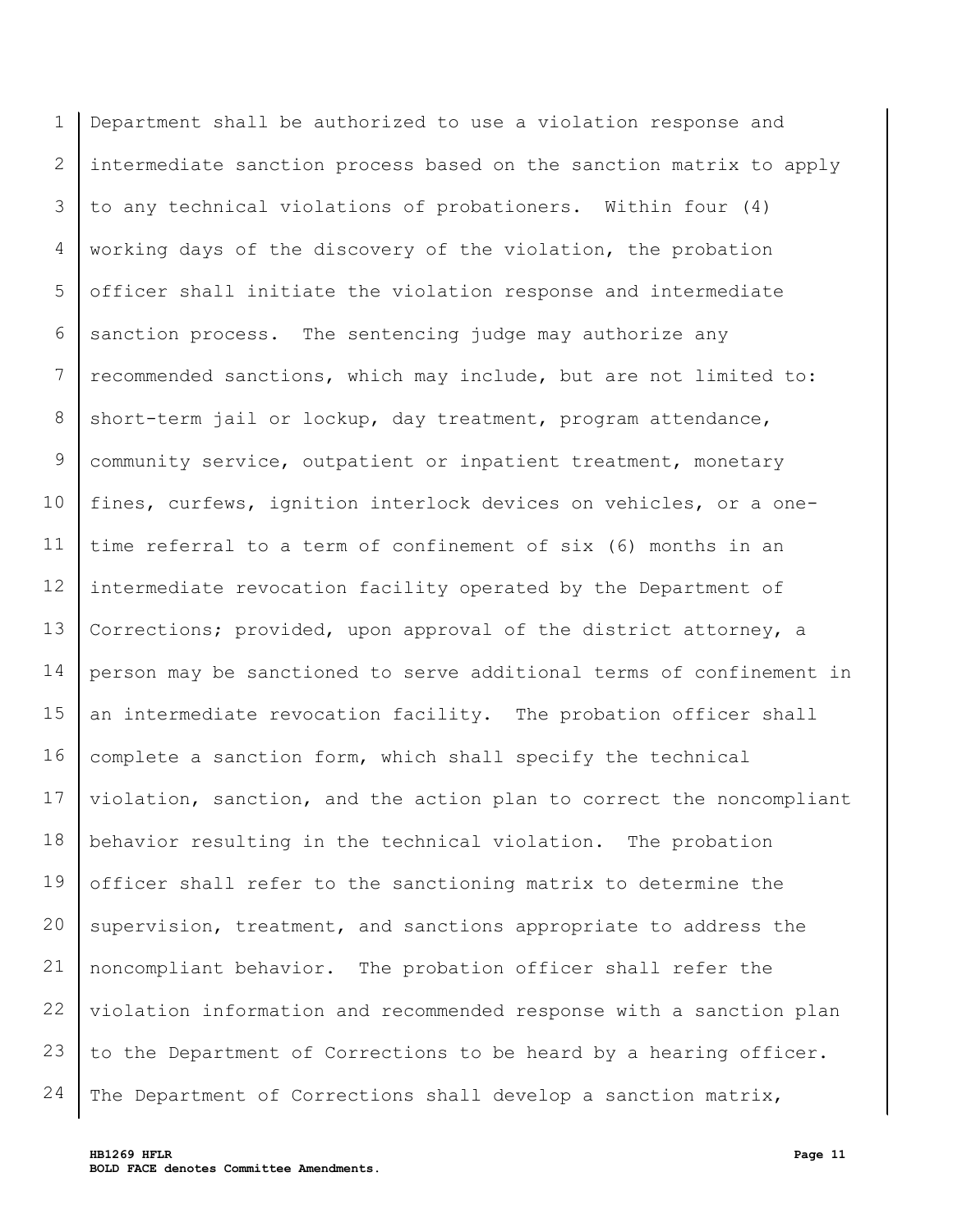Department shall be authorized to use a violation response and intermediate sanction process based on the sanction matrix to apply to any technical violations of probationers. Within four (4) working days of the discovery of the violation, the probation officer shall initiate the violation response and intermediate sanction process. The sentencing judge may authorize any recommended sanctions, which may include, but are not limited to: short-term jail or lockup, day treatment, program attendance, community service, outpatient or inpatient treatment, monetary fines, curfews, ignition interlock devices on vehicles, or a one-time referral to a term of confinement of six (6) months in an intermediate revocation facility operated by the Department of Corrections; provided, upon approval of the district attorney, a person may be sanctioned to serve additional terms of confinement in an intermediate revocation facility. The probation officer shall complete a sanction form, which shall specify the technical violation, sanction, and the action plan to correct the noncompliant behavior resulting in the technical violation. The probation officer shall refer to the sanctioning matrix to determine the supervision, treatment, and sanctions appropriate to address the noncompliant behavior. The probation officer shall refer the violation information and recommended response with a sanction plan to the Department of Corrections to be heard by a hearing officer. The Department of Corrections shall develop a sanction matrix,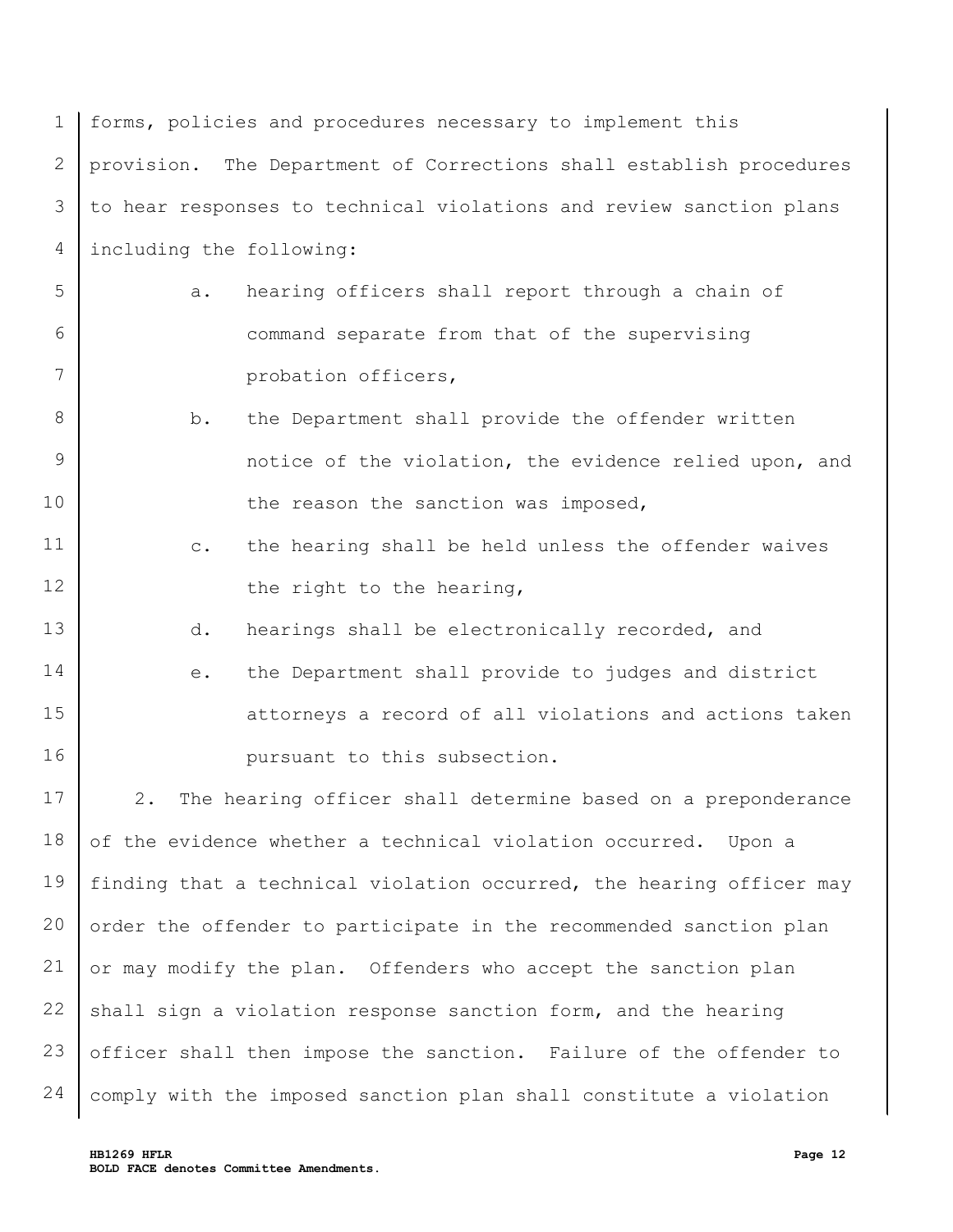forms, policies and procedures necessary to implement this provision. The Department of Corrections shall establish procedures to hear responses to technical violations and review sanction plans including the following:

a. hearing officers shall report through a chain of command separate from that of the supervising probation officers,

b. the Department shall provide the offender written notice of the violation, the evidence relied upon, and the reason the sanction was imposed,

c. the hearing shall be held unless the offender waives the right to the hearing,

d. hearings shall be electronically recorded, and

e. the Department shall provide to judges and district attorneys a record of all violations and actions taken pursuant to this subsection.

2. The hearing officer shall determine based on a preponderance of the evidence whether a technical violation occurred. Upon a finding that a technical violation occurred, the hearing officer may order the offender to participate in the recommended sanction plan or may modify the plan. Offenders who accept the sanction plan shall sign a violation response sanction form, and the hearing officer shall then impose the sanction. Failure of the offender to comply with the imposed sanction plan shall constitute a violation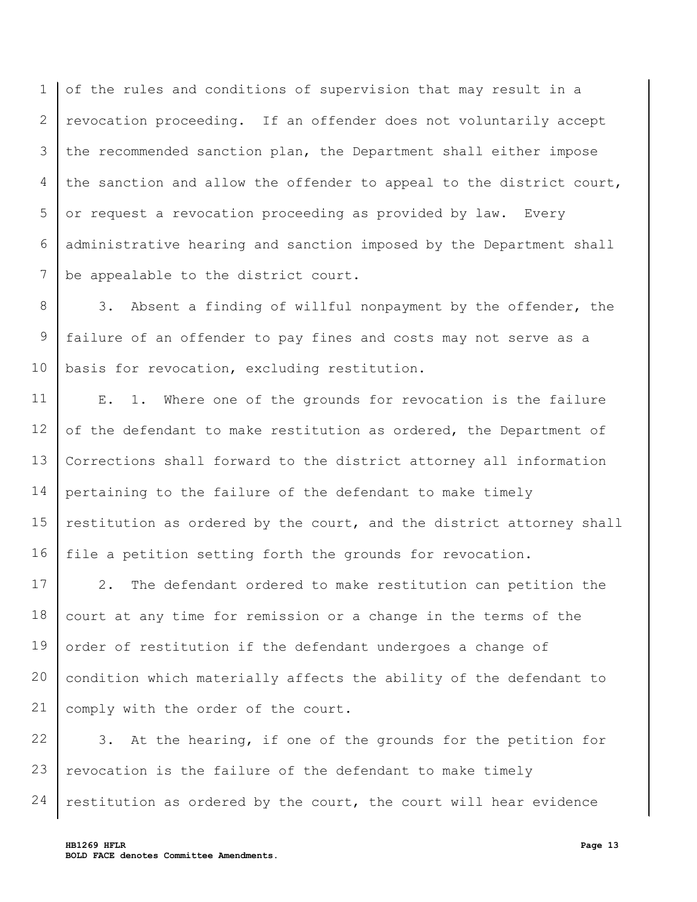of the rules and conditions of supervision that may result in a revocation proceeding. If an offender does not voluntarily accept the recommended sanction plan, the Department shall either impose the sanction and allow the offender to appeal to the district court, or request a revocation proceeding as provided by law. Every administrative hearing and sanction imposed by the Department shall be appealable to the district court.

3. Absent a finding of willful nonpayment by the offender, the failure of an offender to pay fines and costs may not serve as a basis for revocation, excluding restitution.

E. 1. Where one of the grounds for revocation is the failure of the defendant to make restitution as ordered, the Department of Corrections shall forward to the district attorney all information pertaining to the failure of the defendant to make timely restitution as ordered by the court, and the district attorney shall file a petition setting forth the grounds for revocation.

2. The defendant ordered to make restitution can petition the court at any time for remission or a change in the terms of the order of restitution if the defendant undergoes a change of condition which materially affects the ability of the defendant to comply with the order of the court.

3. At the hearing, if one of the grounds for the petition for revocation is the failure of the defendant to make timely restitution as ordered by the court, the court will hear evidence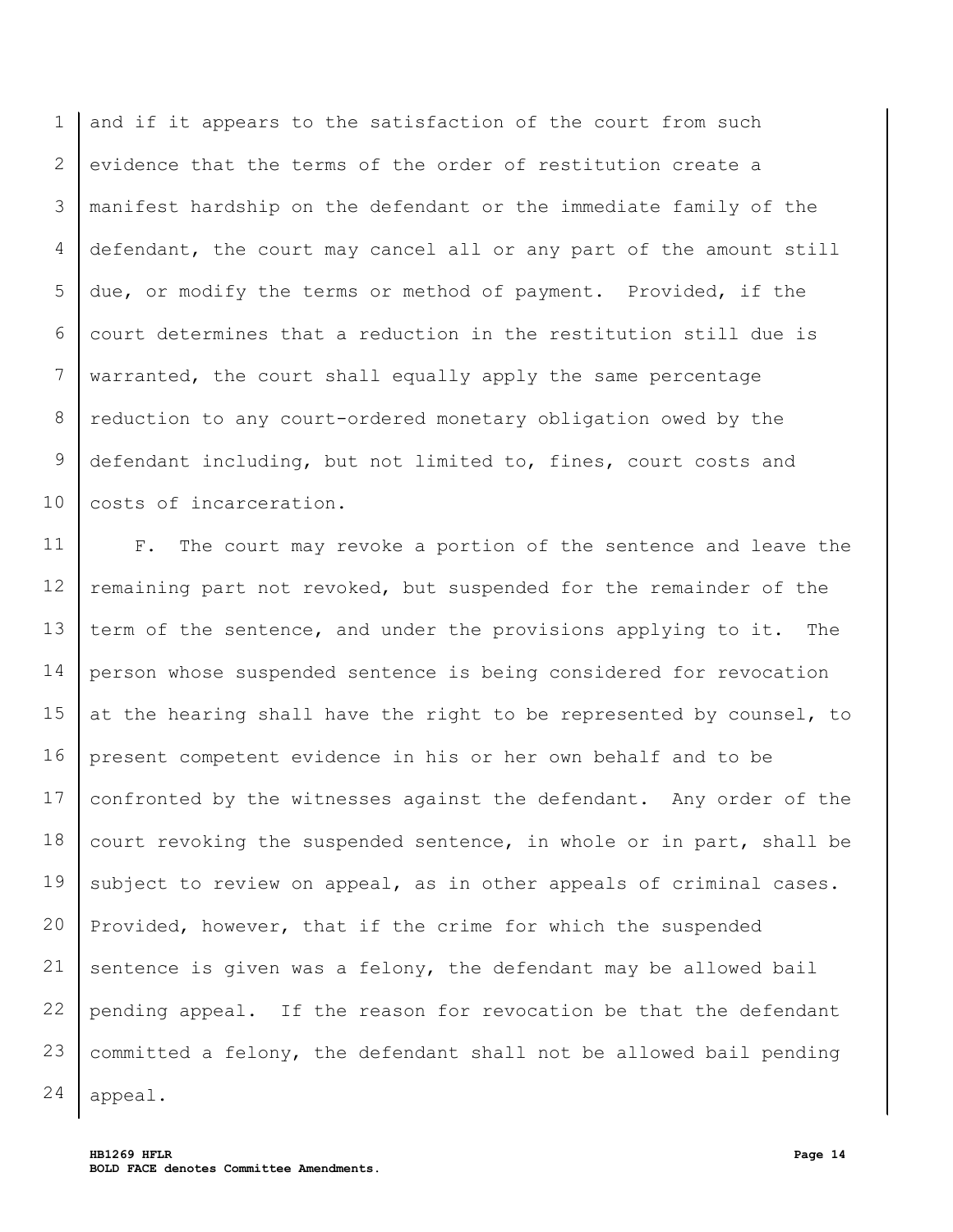and if it appears to the satisfaction of the court from such evidence that the terms of the order of restitution create a manifest hardship on the defendant or the immediate family of the defendant, the court may cancel all or any part of the amount still due, or modify the terms or method of payment. Provided, if the court determines that a reduction in the restitution still due is warranted, the court shall equally apply the same percentage reduction to any court-ordered monetary obligation owed by the defendant including, but not limited to, fines, court costs and costs of incarceration.

F. The court may revoke a portion of the sentence and leave the remaining part not revoked, but suspended for the remainder of the term of the sentence, and under the provisions applying to it. The person whose suspended sentence is being considered for revocation at the hearing shall have the right to be represented by counsel, to present competent evidence in his or her own behalf and to be confronted by the witnesses against the defendant. Any order of the court revoking the suspended sentence, in whole or in part, shall be subject to review on appeal, as in other appeals of criminal cases. Provided, however, that if the crime for which the suspended sentence is given was a felony, the defendant may be allowed bail pending appeal. If the reason for revocation be that the defendant committed a felony, the defendant shall not be allowed bail pending appeal.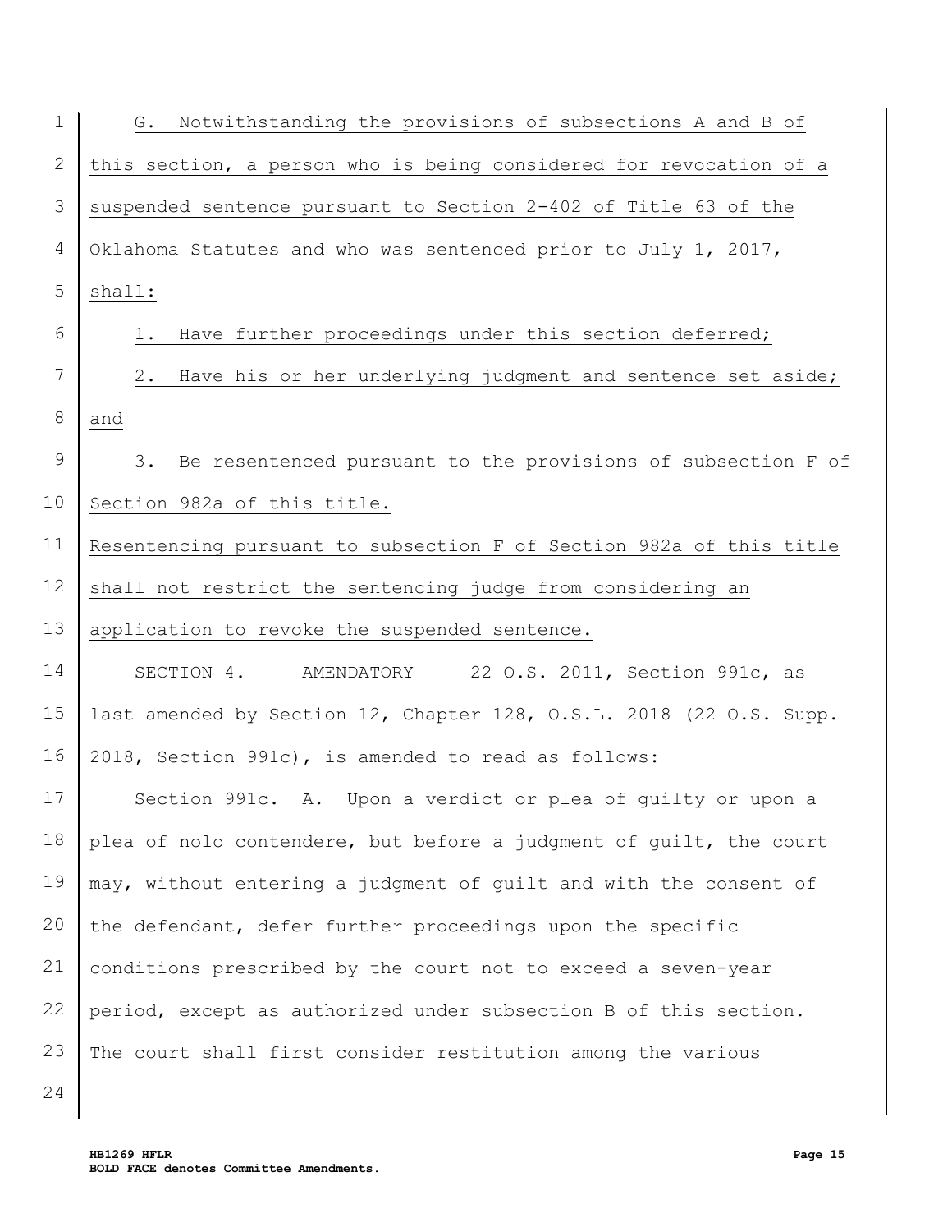G. Notwithstanding the provisions of subsections A and B of this section, a person who is being considered for revocation of a suspended sentence pursuant to Section 2-402 of Title 63 of the Oklahoma Statutes and who was sentenced prior to July 1, 2017, shall:

1. Have further proceedings under this section deferred;

2. Have his or her underlying judgment and sentence set aside; and

3. Be resentenced pursuant to the provisions of subsection F of Section 982a of this title.

Resentencing pursuant to subsection F of Section 982a of this title shall not restrict the sentencing judge from considering an application to revoke the suspended sentence.

SECTION 4. AMENDATORY 22 O.S. 2011, Section 991c, as last amended by Section 12, Chapter 128, O.S.L. 2018 (22 O.S. Supp. 2018, Section 991c), is amended to read as follows:

Section 991c. A. Upon a verdict or plea of guilty or upon a plea of nolo contendere, but before a judgment of guilt, the court may, without entering a judgment of guilt and with the consent of the defendant, defer further proceedings upon the specific conditions prescribed by the court not to exceed a seven-year period, except as authorized under subsection B of this section. The court shall first consider restitution among the various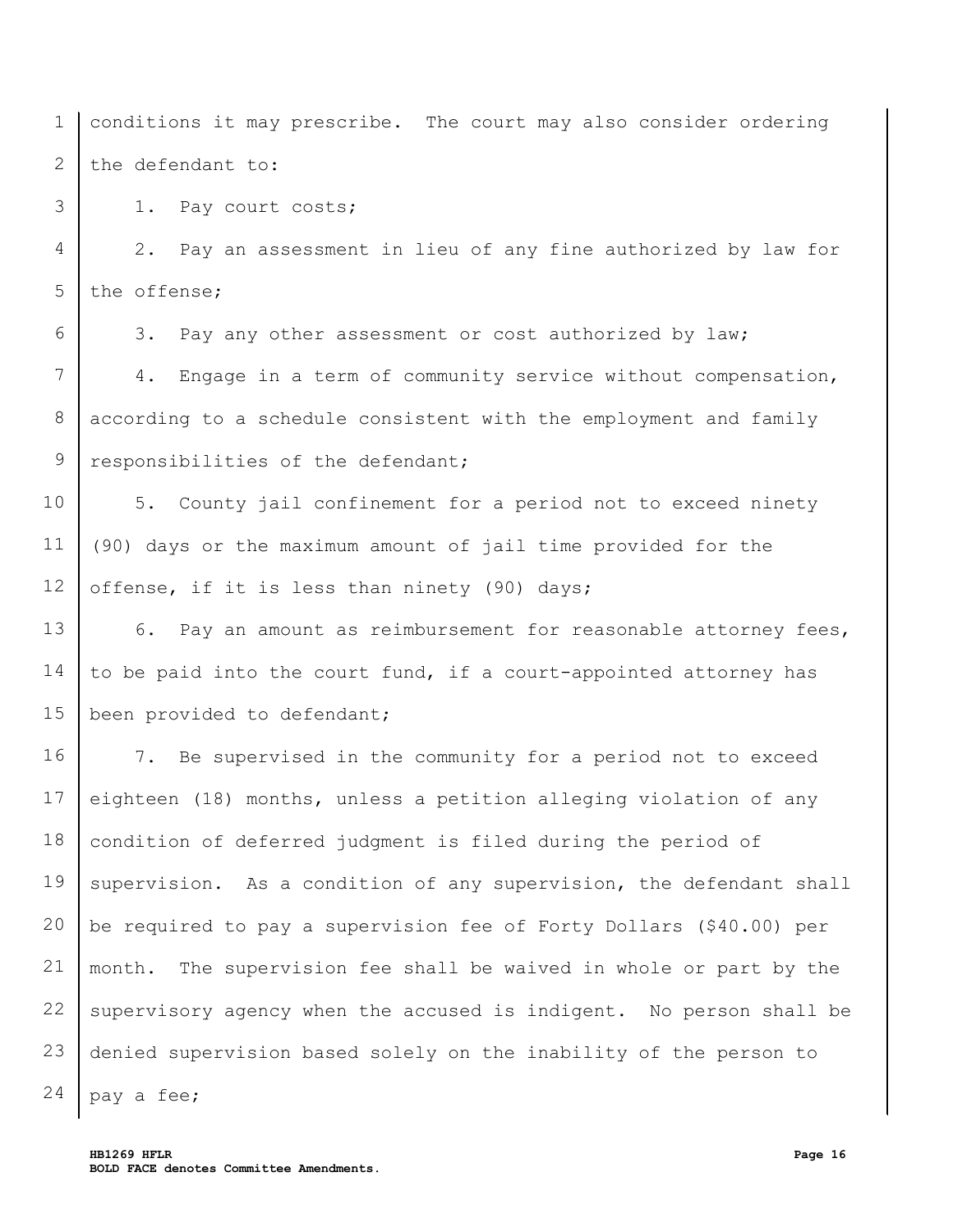conditions it may prescribe. The court may also consider ordering the defendant to:

1. Pay court costs;

2. Pay an assessment in lieu of any fine authorized by law for the offense;

3. Pay any other assessment or cost authorized by law;

4. Engage in a term of community service without compensation, according to a schedule consistent with the employment and family responsibilities of the defendant;

5. County jail confinement for a period not to exceed ninety (90) days or the maximum amount of jail time provided for the offense, if it is less than ninety (90) days;

6. Pay an amount as reimbursement for reasonable attorney fees, to be paid into the court fund, if a court-appointed attorney has been provided to defendant;

7. Be supervised in the community for a period not to exceed eighteen (18) months, unless a petition alleging violation of any condition of deferred judgment is filed during the period of supervision. As a condition of any supervision, the defendant shall be required to pay a supervision fee of Forty Dollars ($40.00) per month. The supervision fee shall be waived in whole or part by the supervisory agency when the accused is indigent. No person shall be denied supervision based solely on the inability of the person to pay a fee;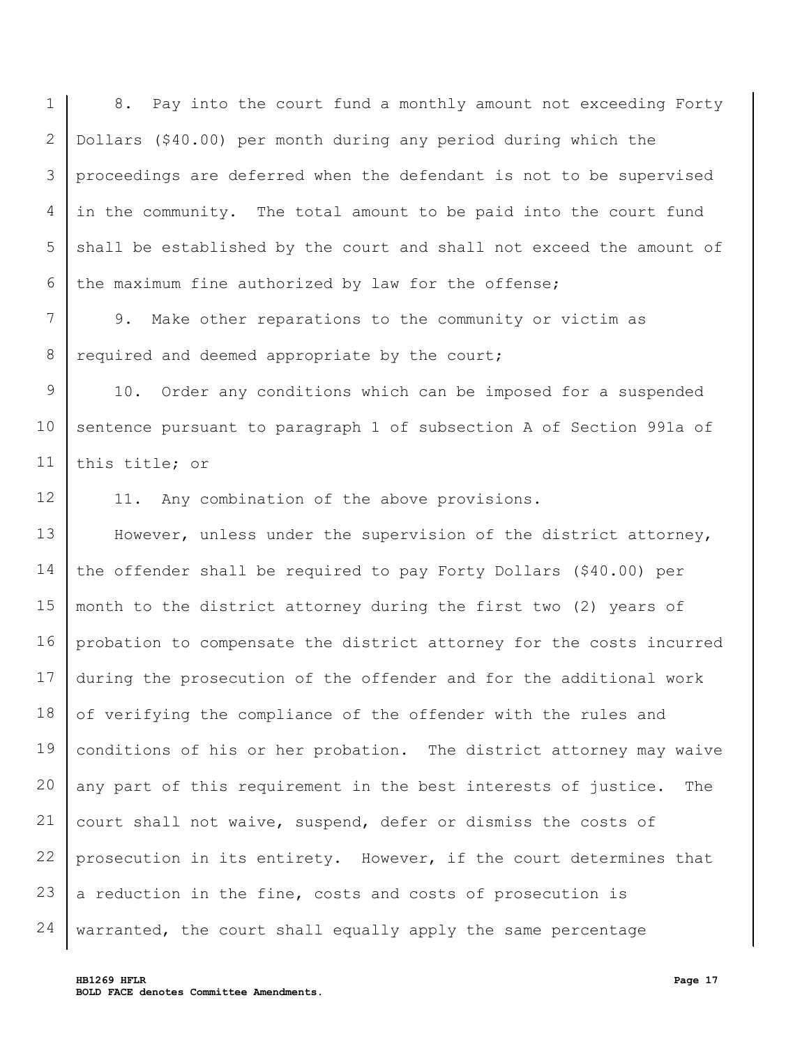8. Pay into the court fund a monthly amount not exceeding Forty Dollars ($40.00) per month during any period during which the proceedings are deferred when the defendant is not to be supervised in the community. The total amount to be paid into the court fund shall be established by the court and shall not exceed the amount of the maximum fine authorized by law for the offense;

9. Make other reparations to the community or victim as required and deemed appropriate by the court;

10. Order any conditions which can be imposed for a suspended sentence pursuant to paragraph 1 of subsection A of Section 991a of this title; or

11. Any combination of the above provisions.

However, unless under the supervision of the district attorney, the offender shall be required to pay Forty Dollars ($40.00) per month to the district attorney during the first two (2) years of probation to compensate the district attorney for the costs incurred during the prosecution of the offender and for the additional work of verifying the compliance of the offender with the rules and conditions of his or her probation. The district attorney may waive any part of this requirement in the best interests of justice. The court shall not waive, suspend, defer or dismiss the costs of prosecution in its entirety. However, if the court determines that a reduction in the fine, costs and costs of prosecution is warranted, the court shall equally apply the same percentage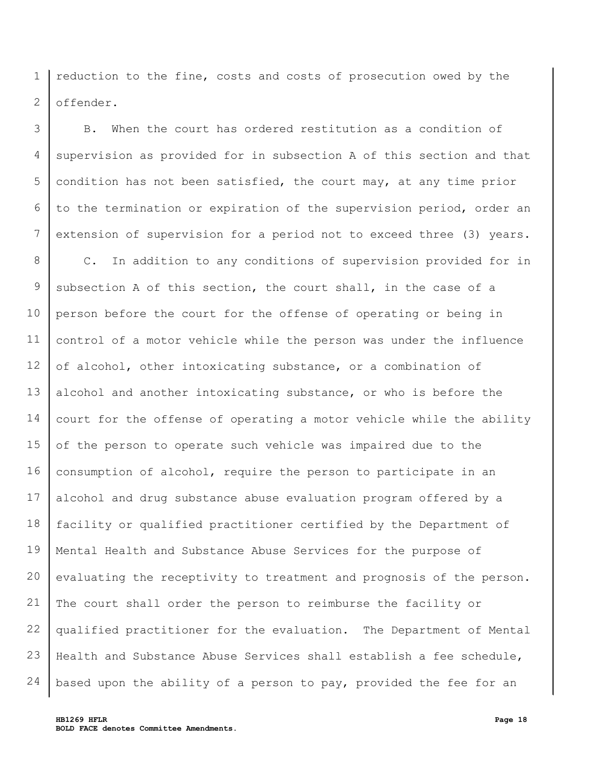reduction to the fine, costs and costs of prosecution owed by the offender.

B. When the court has ordered restitution as a condition of supervision as provided for in subsection A of this section and that condition has not been satisfied, the court may, at any time prior to the termination or expiration of the supervision period, order an extension of supervision for a period not to exceed three (3) years.

C. In addition to any conditions of supervision provided for in subsection A of this section, the court shall, in the case of a person before the court for the offense of operating or being in control of a motor vehicle while the person was under the influence of alcohol, other intoxicating substance, or a combination of alcohol and another intoxicating substance, or who is before the court for the offense of operating a motor vehicle while the ability of the person to operate such vehicle was impaired due to the consumption of alcohol, require the person to participate in an alcohol and drug substance abuse evaluation program offered by a facility or qualified practitioner certified by the Department of Mental Health and Substance Abuse Services for the purpose of evaluating the receptivity to treatment and prognosis of the person. The court shall order the person to reimburse the facility or qualified practitioner for the evaluation. The Department of Mental Health and Substance Abuse Services shall establish a fee schedule, based upon the ability of a person to pay, provided the fee for an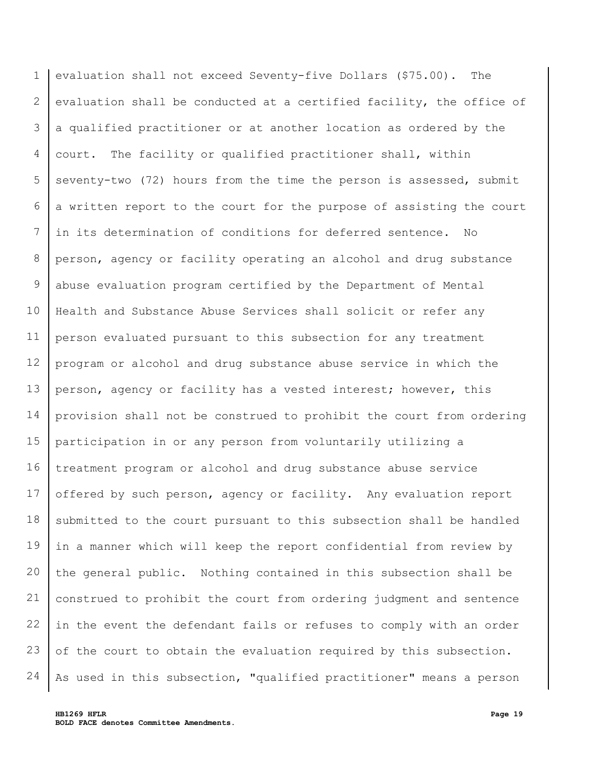evaluation shall not exceed Seventy-five Dollars ($75.00). The evaluation shall be conducted at a certified facility, the office of a qualified practitioner or at another location as ordered by the court. The facility or qualified practitioner shall, within seventy-two (72) hours from the time the person is assessed, submit a written report to the court for the purpose of assisting the court in its determination of conditions for deferred sentence. No person, agency or facility operating an alcohol and drug substance abuse evaluation program certified by the Department of Mental Health and Substance Abuse Services shall solicit or refer any person evaluated pursuant to this subsection for any treatment program or alcohol and drug substance abuse service in which the person, agency or facility has a vested interest; however, this provision shall not be construed to prohibit the court from ordering participation in or any person from voluntarily utilizing a treatment program or alcohol and drug substance abuse service offered by such person, agency or facility. Any evaluation report submitted to the court pursuant to this subsection shall be handled in a manner which will keep the report confidential from review by the general public. Nothing contained in this subsection shall be construed to prohibit the court from ordering judgment and sentence in the event the defendant fails or refuses to comply with an order of the court to obtain the evaluation required by this subsection. As used in this subsection, "qualified practitioner" means a person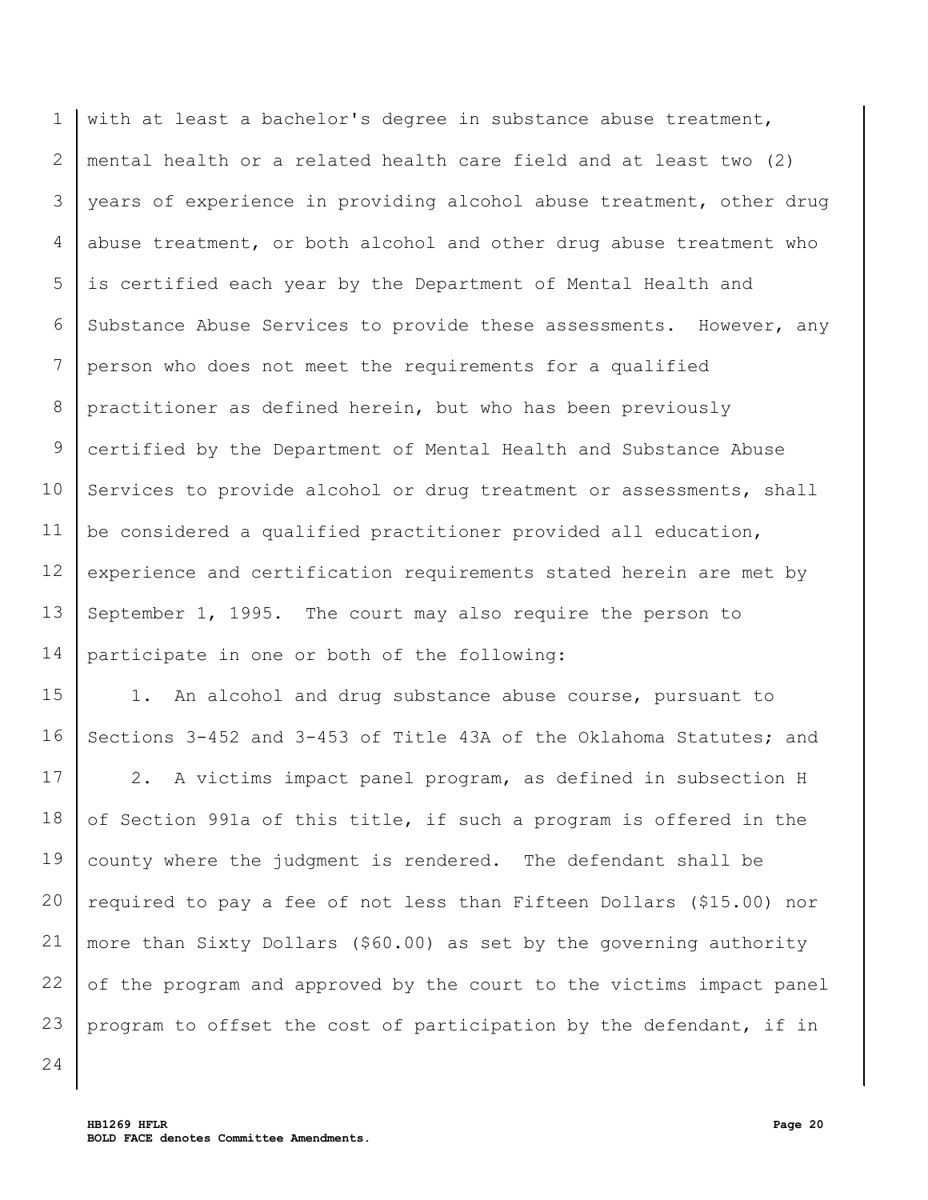with at least a bachelor's degree in substance abuse treatment, mental health or a related health care field and at least two (2) years of experience in providing alcohol abuse treatment, other drug abuse treatment, or both alcohol and other drug abuse treatment who is certified each year by the Department of Mental Health and Substance Abuse Services to provide these assessments. However, any person who does not meet the requirements for a qualified practitioner as defined herein, but who has been previously certified by the Department of Mental Health and Substance Abuse Services to provide alcohol or drug treatment or assessments, shall be considered a qualified practitioner provided all education, experience and certification requirements stated herein are met by September 1, 1995. The court may also require the person to participate in one or both of the following:

1. An alcohol and drug substance abuse course, pursuant to Sections 3-452 and 3-453 of Title 43A of the Oklahoma Statutes; and

2. A victims impact panel program, as defined in subsection H of Section 991a of this title, if such a program is offered in the county where the judgment is rendered. The defendant shall be required to pay a fee of not less than Fifteen Dollars ($15.00) nor more than Sixty Dollars ($60.00) as set by the governing authority of the program and approved by the court to the victims impact panel program to offset the cost of participation by the defendant, if in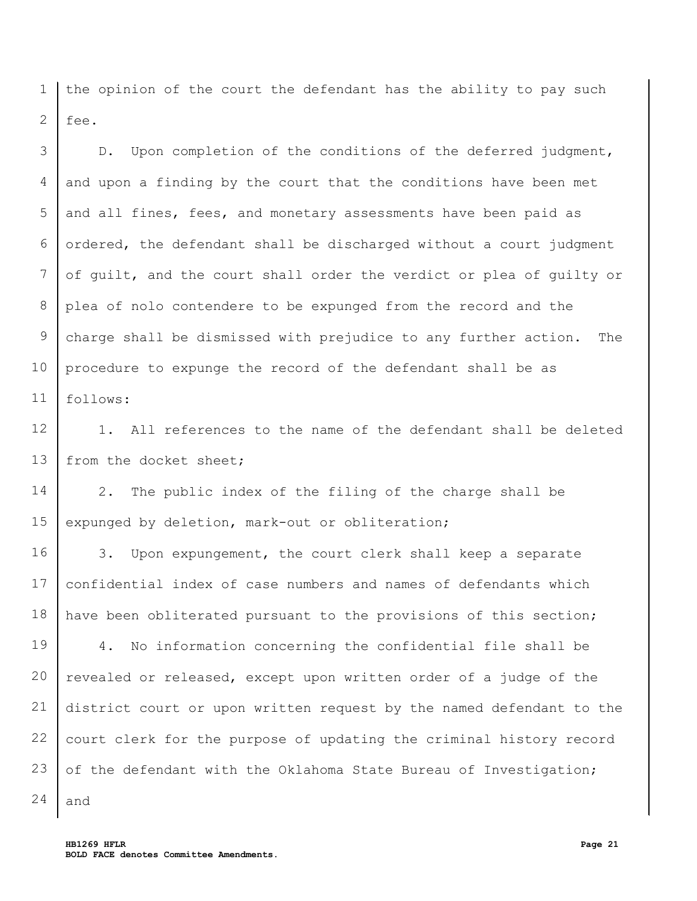the opinion of the court the defendant has the ability to pay such fee.

D. Upon completion of the conditions of the deferred judgment, and upon a finding by the court that the conditions have been met and all fines, fees, and monetary assessments have been paid as ordered, the defendant shall be discharged without a court judgment of guilt, and the court shall order the verdict or plea of guilty or plea of nolo contendere to be expunged from the record and the charge shall be dismissed with prejudice to any further action. The procedure to expunge the record of the defendant shall be as follows:

1. All references to the name of the defendant shall be deleted from the docket sheet;

2. The public index of the filing of the charge shall be expunged by deletion, mark-out or obliteration;

3. Upon expungement, the court clerk shall keep a separate confidential index of case numbers and names of defendants which have been obliterated pursuant to the provisions of this section;

4. No information concerning the confidential file shall be revealed or released, except upon written order of a judge of the district court or upon written request by the named defendant to the court clerk for the purpose of updating the criminal history record of the defendant with the Oklahoma State Bureau of Investigation; and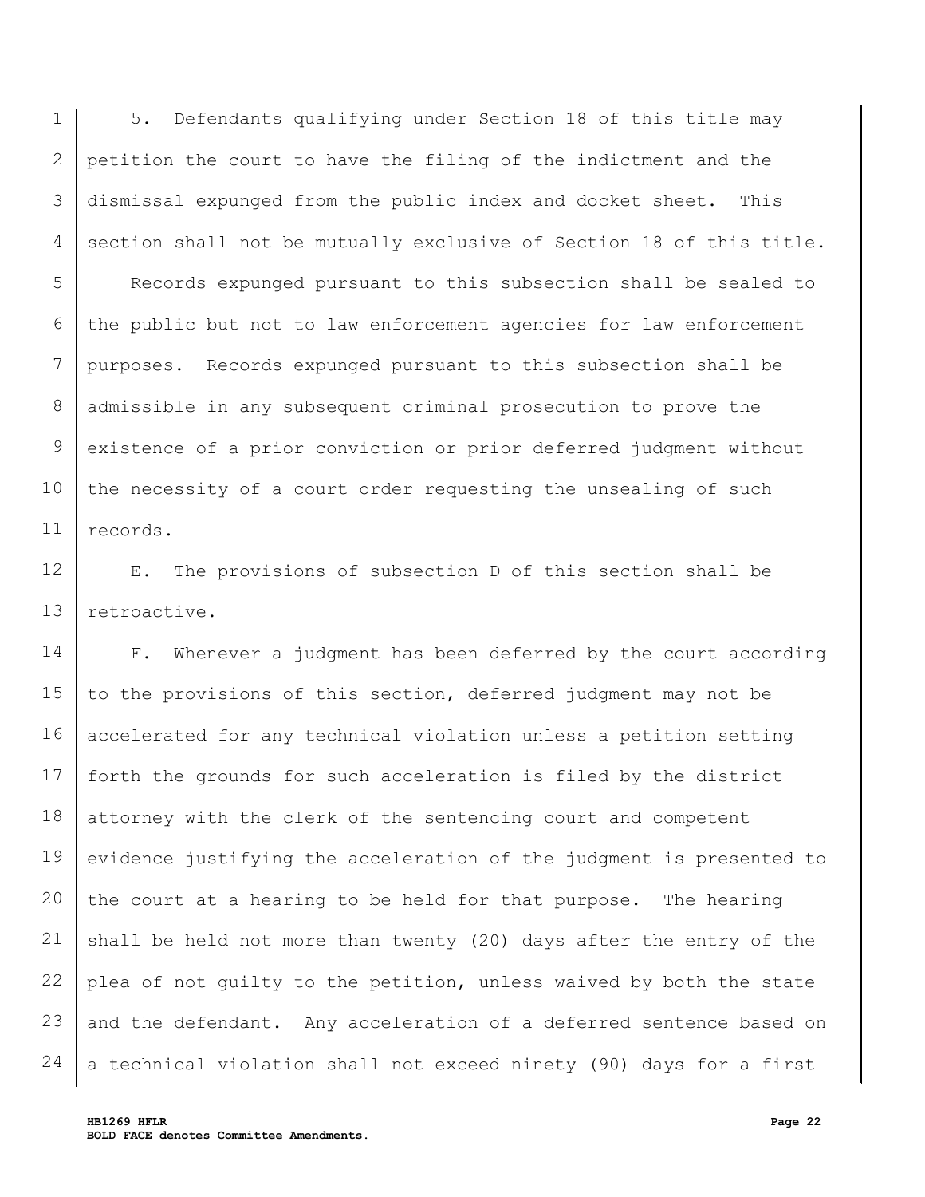5. Defendants qualifying under Section 18 of this title may petition the court to have the filing of the indictment and the dismissal expunged from the public index and docket sheet. This section shall not be mutually exclusive of Section 18 of this title.

Records expunged pursuant to this subsection shall be sealed to the public but not to law enforcement agencies for law enforcement purposes. Records expunged pursuant to this subsection shall be admissible in any subsequent criminal prosecution to prove the existence of a prior conviction or prior deferred judgment without the necessity of a court order requesting the unsealing of such records.

E. The provisions of subsection D of this section shall be retroactive.

F. Whenever a judgment has been deferred by the court according to the provisions of this section, deferred judgment may not be accelerated for any technical violation unless a petition setting forth the grounds for such acceleration is filed by the district attorney with the clerk of the sentencing court and competent evidence justifying the acceleration of the judgment is presented to the court at a hearing to be held for that purpose. The hearing shall be held not more than twenty (20) days after the entry of the plea of not guilty to the petition, unless waived by both the state and the defendant. Any acceleration of a deferred sentence based on a technical violation shall not exceed ninety (90) days for a first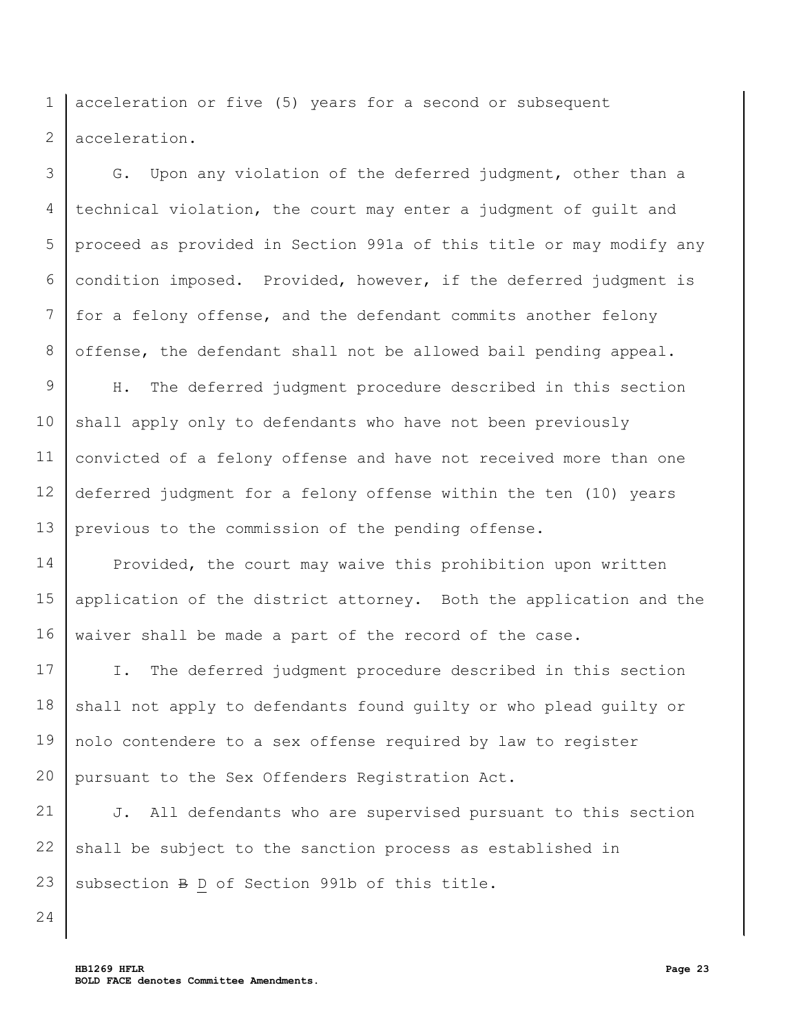acceleration or five (5) years for a second or subsequent acceleration.

G. Upon any violation of the deferred judgment, other than a technical violation, the court may enter a judgment of guilt and proceed as provided in Section 991a of this title or may modify any condition imposed. Provided, however, if the deferred judgment is for a felony offense, and the defendant commits another felony offense, the defendant shall not be allowed bail pending appeal.

H. The deferred judgment procedure described in this section shall apply only to defendants who have not been previously convicted of a felony offense and have not received more than one deferred judgment for a felony offense within the ten (10) years previous to the commission of the pending offense.

Provided, the court may waive this prohibition upon written application of the district attorney. Both the application and the waiver shall be made a part of the record of the case.

I. The deferred judgment procedure described in this section shall not apply to defendants found guilty or who plead guilty or nolo contendere to a sex offense required by law to register pursuant to the Sex Offenders Registration Act.

J. All defendants who are supervised pursuant to this section shall be subject to the sanction process as established in subsection ~~B~~ <u>D</u> of Section 991b of this title.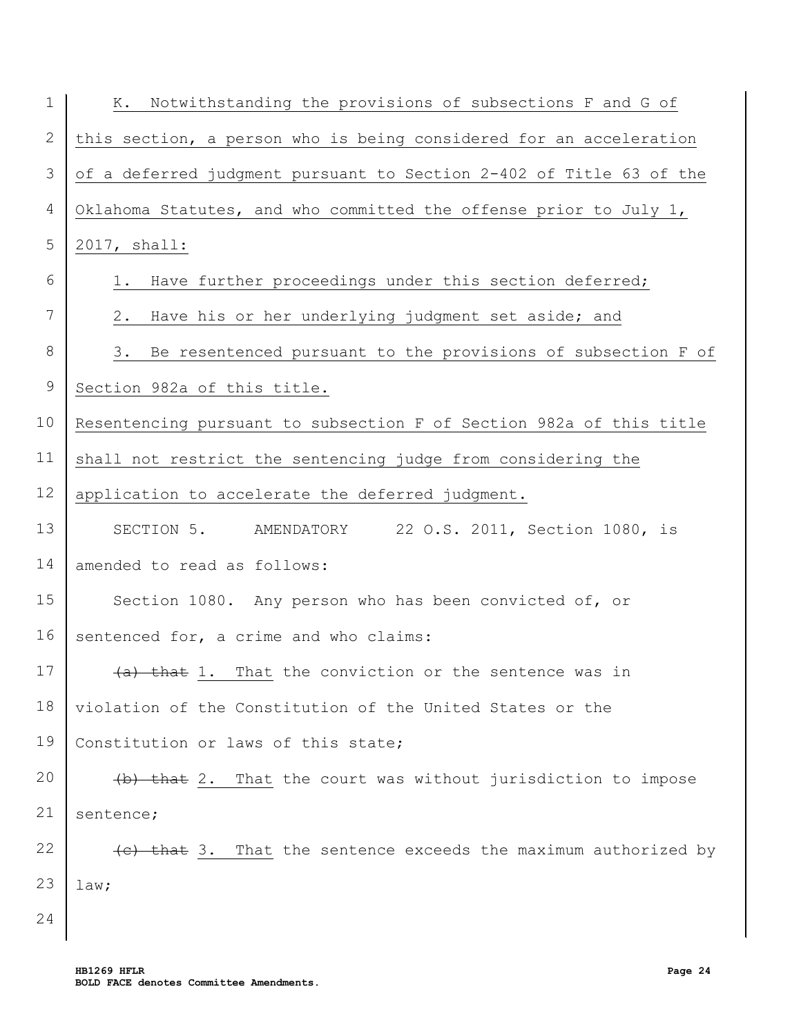K. Notwithstanding the provisions of subsections F and G of this section, a person who is being considered for an acceleration of a deferred judgment pursuant to Section 2-402 of Title 63 of the Oklahoma Statutes, and who committed the offense prior to July 1, 2017, shall:

1. Have further proceedings under this section deferred;

2. Have his or her underlying judgment set aside; and

3. Be resentenced pursuant to the provisions of subsection F of Section 982a of this title.

Resentencing pursuant to subsection F of Section 982a of this title shall not restrict the sentencing judge from considering the application to accelerate the deferred judgment.

SECTION 5. AMENDATORY 22 O.S. 2011, Section 1080, is amended to read as follows:

Section 1080. Any person who has been convicted of, or sentenced for, a crime and who claims:

~~(a) that~~ 1. That the conviction or the sentence was in violation of the Constitution of the United States or the Constitution or laws of this state;

~~(b) that~~ 2. That the court was without jurisdiction to impose sentence;

~~(c) that~~ 3. That the sentence exceeds the maximum authorized by law;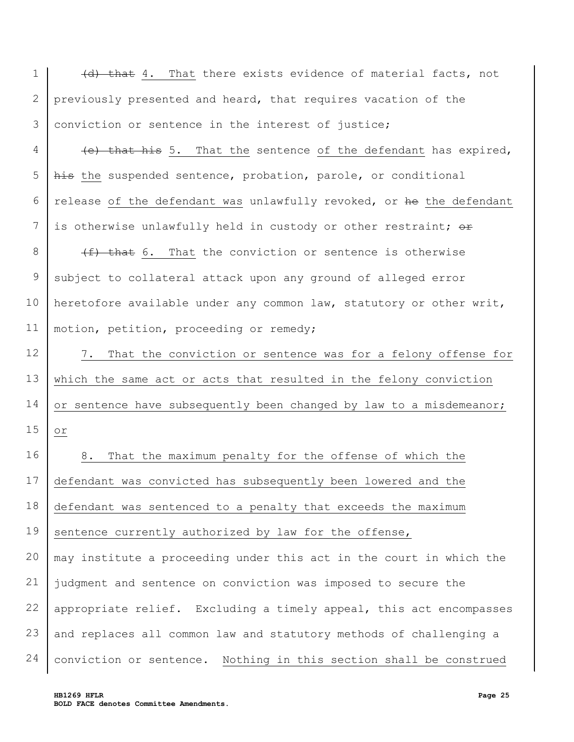~~(d) that~~ 4. That there exists evidence of material facts, not previously presented and heard, that requires vacation of the conviction or sentence in the interest of justice;

~~(e) that his~~ 5. That the sentence of the defendant has expired, ~~his~~ the suspended sentence, probation, parole, or conditional release of the defendant was unlawfully revoked, or ~~he~~ the defendant is otherwise unlawfully held in custody or other restraint; ~~or~~

~~(f) that~~ 6. That the conviction or sentence is otherwise subject to collateral attack upon any ground of alleged error heretofore available under any common law, statutory or other writ, motion, petition, proceeding or remedy;

7. That the conviction or sentence was for a felony offense for which the same act or acts that resulted in the felony conviction or sentence have subsequently been changed by law to a misdemeanor; or

8. That the maximum penalty for the offense of which the defendant was convicted has subsequently been lowered and the defendant was sentenced to a penalty that exceeds the maximum sentence currently authorized by law for the offense,

may institute a proceeding under this act in the court in which the judgment and sentence on conviction was imposed to secure the appropriate relief. Excluding a timely appeal, this act encompasses and replaces all common law and statutory methods of challenging a conviction or sentence. Nothing in this section shall be construed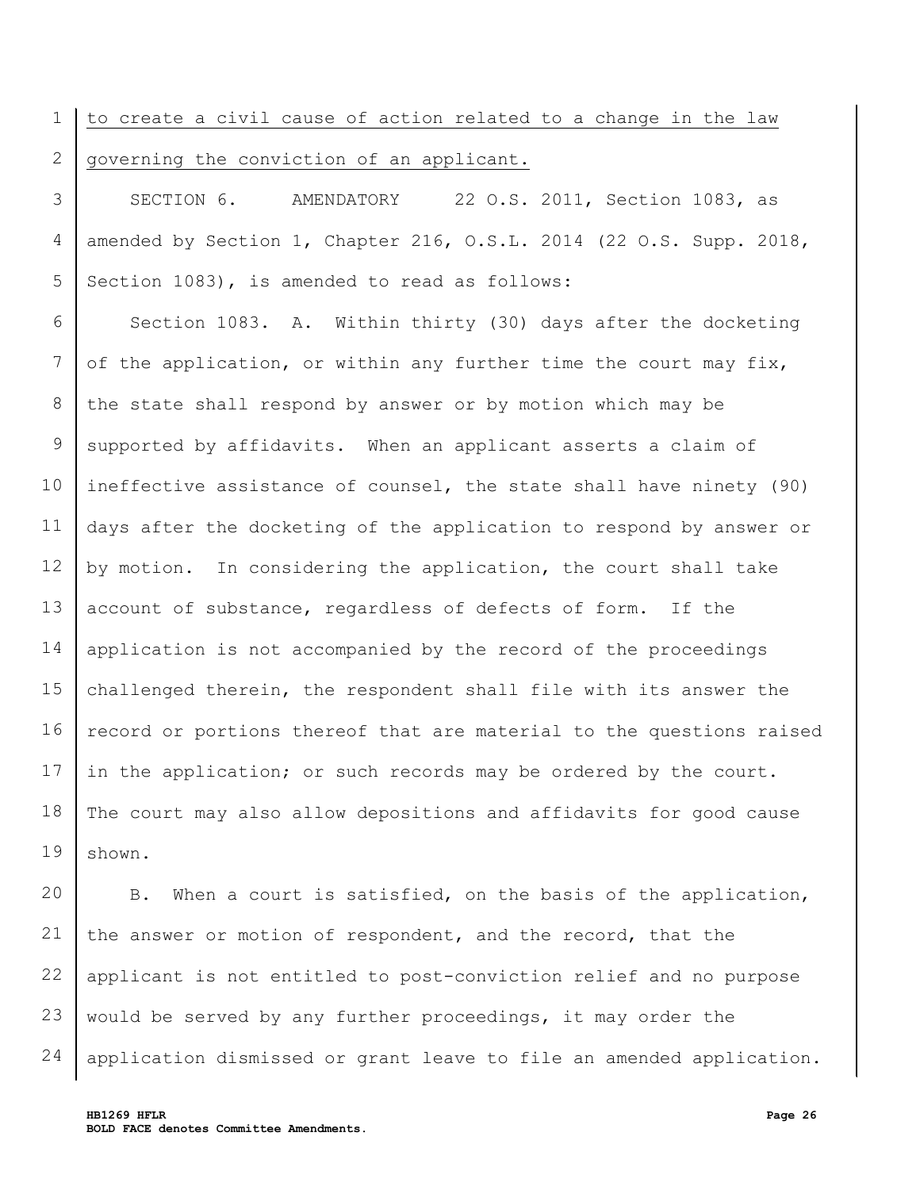to create a civil cause of action related to a change in the law governing the conviction of an applicant.

SECTION 6. AMENDATORY 22 O.S. 2011, Section 1083, as amended by Section 1, Chapter 216, O.S.L. 2014 (22 O.S. Supp. 2018, Section 1083), is amended to read as follows:

Section 1083. A. Within thirty (30) days after the docketing of the application, or within any further time the court may fix, the state shall respond by answer or by motion which may be supported by affidavits. When an applicant asserts a claim of ineffective assistance of counsel, the state shall have ninety (90) days after the docketing of the application to respond by answer or by motion. In considering the application, the court shall take account of substance, regardless of defects of form. If the application is not accompanied by the record of the proceedings challenged therein, the respondent shall file with its answer the record or portions thereof that are material to the questions raised in the application; or such records may be ordered by the court. The court may also allow depositions and affidavits for good cause shown.

B. When a court is satisfied, on the basis of the application, the answer or motion of respondent, and the record, that the applicant is not entitled to post-conviction relief and no purpose would be served by any further proceedings, it may order the application dismissed or grant leave to file an amended application.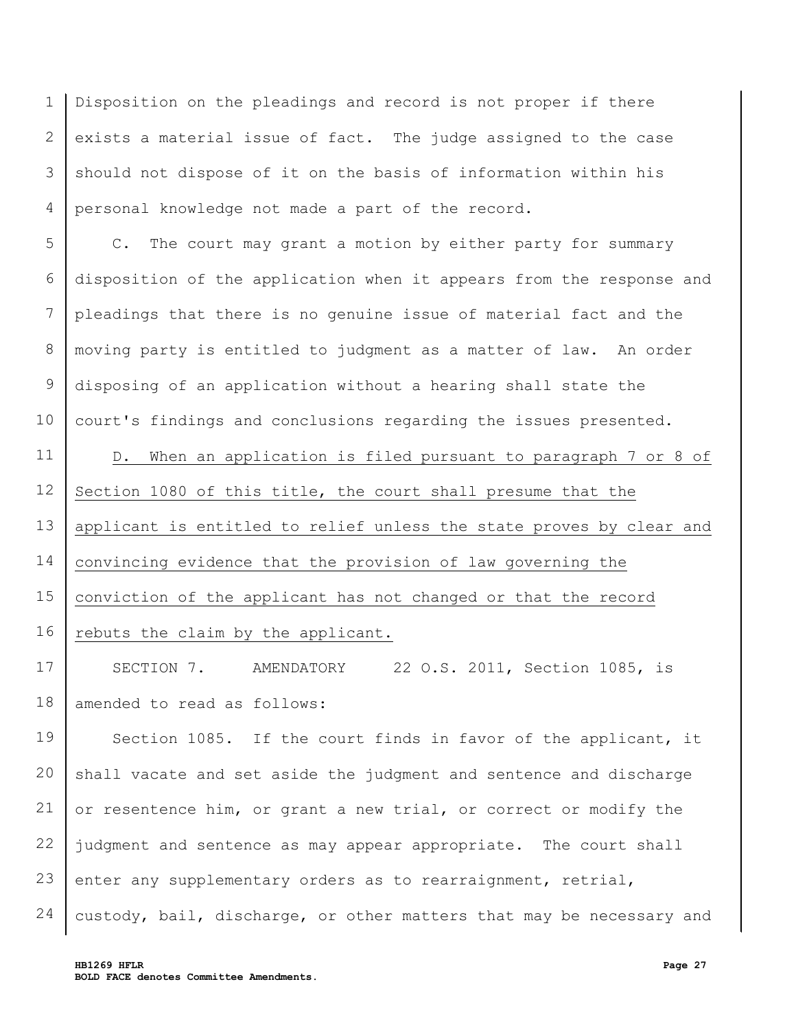Disposition on the pleadings and record is not proper if there exists a material issue of fact. The judge assigned to the case should not dispose of it on the basis of information within his personal knowledge not made a part of the record.

C. The court may grant a motion by either party for summary disposition of the application when it appears from the response and pleadings that there is no genuine issue of material fact and the moving party is entitled to judgment as a matter of law. An order disposing of an application without a hearing shall state the court's findings and conclusions regarding the issues presented.

<u>D. When an application is filed pursuant to paragraph 7 or 8 of Section 1080 of this title, the court shall presume that the applicant is entitled to relief unless the state proves by clear and convincing evidence that the provision of law governing the conviction of the applicant has not changed or that the record rebuts the claim by the applicant.</u>

SECTION 7. AMENDATORY 22 O.S. 2011, Section 1085, is amended to read as follows:

Section 1085. If the court finds in favor of the applicant, it shall vacate and set aside the judgment and sentence and discharge or resentence him, or grant a new trial, or correct or modify the judgment and sentence as may appear appropriate. The court shall enter any supplementary orders as to rearraignment, retrial, custody, bail, discharge, or other matters that may be necessary and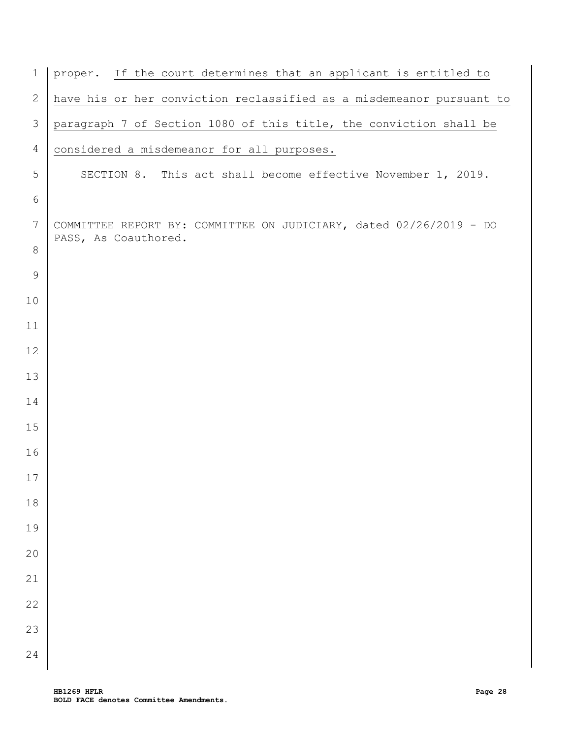proper. <u>If the court determines that an applicant is entitled to have his or her conviction reclassified as a misdemeanor pursuant to paragraph 7 of Section 1080 of this title, the conviction shall be considered a misdemeanor for all purposes.</u>

SECTION 8. This act shall become effective November 1, 2019.

COMMITTEE REPORT BY: COMMITTEE ON JUDICIARY, dated 02/26/2019 - DO PASS, As Coauthored.